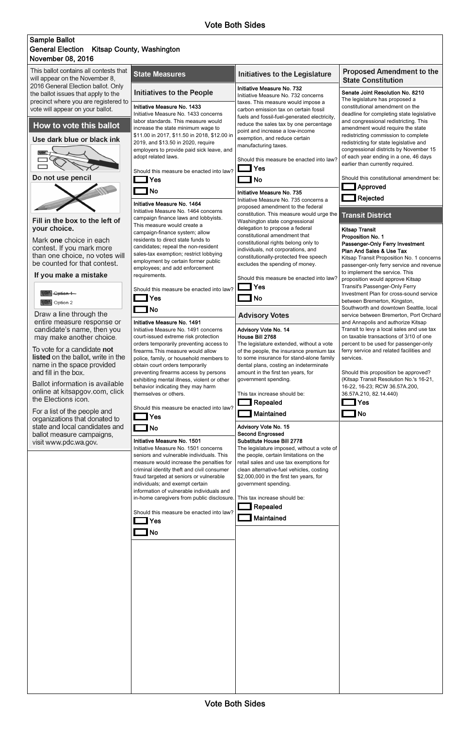Vote Both Sides

**Sample Ballot**
**General Election Kitsap County, Washington**
**November 08, 2016**

This ballot contains all contests that will appear on the November 8, 2016 General Election ballot. Only the ballot issues that apply to the precinct where you are registered to vote will appear on your ballot.

## How to vote this ballot

**Use dark blue or black ink**

**Do not use pencil**

**Fill in the box to the left of your choice.**

Mark **one** choice in each contest. If you mark more than one choice, no votes will be counted for that contest.

**If you make a mistake**

~~Option 1~~
Option 2

Draw a line through the entire measure response or candidate's name, then you may make another choice.

To vote for a candidate **not listed** on the ballot, write in the name in the space provided and fill in the box.

Ballot information is available online at kitsapgov.com, click the Elections icon.

For a list of the people and organizations that donated to state and local candidates and ballot measure campaigns, visit www.pdc.wa.gov.

## State Measures

### Initiatives to the People

**Initiative Measure No. 1433**
Initiative Measure No. 1433 concerns labor standards. This measure would increase the state minimum wage to $11.00 in 2017, $11.50 in 2018, $12.00 in 2019, and $13.50 in 2020, require employers to provide paid sick leave, and adopt related laws.

Should this measure be enacted into law?
- [ ] Yes
- [ ] No

**Initiative Measure No. 1464**
Initiative Measure No. 1464 concerns campaign finance laws and lobbyists. This measure would create a campaign-finance system; allow residents to direct state funds to candidates; repeal the non-resident sales-tax exemption; restrict lobbying employment by certain former public employees; and add enforcement requirements.

Should this measure be enacted into law?
- [ ] Yes
- [ ] No

**Initiative Measure No. 1491**
Initiative Measure No. 1491 concerns court-issued extreme risk protection orders temporarily preventing access to firearms.This measure would allow police, family, or household members to obtain court orders temporarily preventing firearms access by persons exhibiting mental illness, violent or other behavior indicating they may harm themselves or others.

Should this measure be enacted into law?
- [ ] Yes
- [ ] No

**Initiative Measure No. 1501**
Initiative Measure No. 1501 concerns seniors and vulnerable individuals. This measure would increase the penalties for criminal identity theft and civil consumer fraud targeted at seniors or vulnerable individuals; and exempt certain information of vulnerable individuals and in-home caregivers from public disclosure.

Should this measure be enacted into law?
- [ ] Yes
- [ ] No

### Initiatives to the Legislature

**Initiative Measure No. 732**
Initiative Measure No. 732 concerns taxes. This measure would impose a carbon emission tax on certain fossil fuels and fossil-fuel-generated electricity, reduce the sales tax by one percentage point and increase a low-income exemption, and reduce certain manufacturing taxes.

Should this measure be enacted into law?
- [ ] Yes
- [ ] No

**Initiative Measure No. 735**
Initiative Measure No. 735 concerns a proposed amendment to the federal constitution. This measure would urge the Washington state congressional delegation to propose a federal constitutional amendment that constitutional rights belong only to individuals, not corporations, and constitutionally-protected free speech excludes the spending of money.

Should this measure be enacted into law?
- [ ] Yes
- [ ] No

### Advisory Votes

**Advisory Vote No. 14**
**House Bill 2768**
The legislature extended, without a vote of the people, the insurance premium tax to some insurance for stand-alone family dental plans, costing an indeterminate amount in the first ten years, for government spending.

This tax increase should be:
- [ ] Repealed
- [ ] Maintained

**Advisory Vote No. 15**
**Second Engrossed Substitute House Bill 2778**
The legislature imposed, without a vote of the people, certain limitations on the retail sales and use tax exemptions for clean alternative-fuel vehicles, costing $2,000,000 in the first ten years, for government spending.

This tax increase should be:
- [ ] Repealed
- [ ] Maintained

### Proposed Amendment to the State Constitution

**Senate Joint Resolution No. 8210**
The legislature has proposed a constitutional amendment on the deadline for completing state legislative and congressional redistricting. This amendment would require the state redistricting commission to complete redistricting for state legislative and congressional districts by November 15 of each year ending in a one, 46 days earlier than currently required.

Should this constitutional amendment be:
- [ ] Approved
- [ ] Rejected

## Transit District

**Kitsap Transit**
**Proposition No. 1**
**Passenger-Only Ferry Investment Plan And Sales & Use Tax**
Kitsap Transit Proposition No. 1 concerns passenger-only ferry service and revenue to implement the service. This proposition would approve Kitsap Transit's Passenger-Only Ferry Investment Plan for cross-sound service between Bremerton, Kingston, Southworth and downtown Seattle, local service between Bremerton, Port Orchard and Annapolis and authorize Kitsap Transit to levy a local sales and use tax on taxable transactions of 3/10 of one percent to be used for passenger-only ferry service and related facilities and services.

Should this proposition be approved?
(Kitsap Transit Resolution No.'s 16-21, 16-22, 16-23; RCW 36.57A.200, 36.57A.210, 82.14.440)
- [ ] Yes
- [ ] No

Vote Both Sides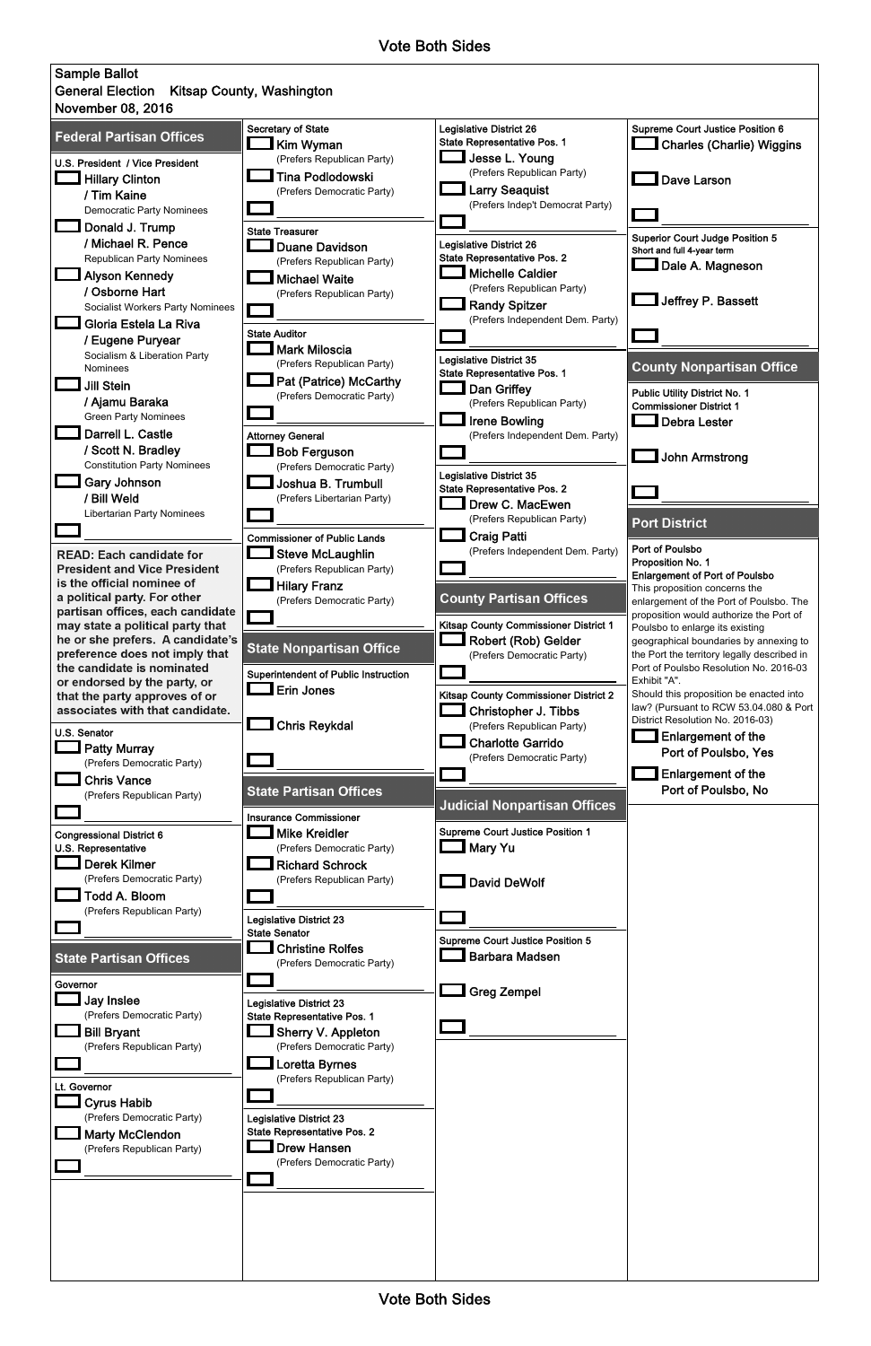Vote Both Sides

Sample Ballot
General Election Kitsap County, Washington
November 08, 2016

## Federal Partisan Offices

**U.S. President / Vice President**

- ☐ Hillary Clinton / Tim Kaine
  Democratic Party Nominees
- ☐ Donald J. Trump / Michael R. Pence
  Republican Party Nominees
- ☐ Alyson Kennedy / Osborne Hart
  Socialist Workers Party Nominees
- ☐ Gloria Estela La Riva / Eugene Puryear
  Socialism & Liberation Party Nominees
- ☐ Jill Stein / Ajamu Baraka
  Green Party Nominees
- ☐ Darrell L. Castle / Scott N. Bradley
  Constitution Party Nominees
- ☐ Gary Johnson / Bill Weld
  Libertarian Party Nominees
- ☐ ____________

**READ: Each candidate for President and Vice President is the official nominee of a political party. For other partisan offices, each candidate may state a political party that he or she prefers. A candidate's preference does not imply that the candidate is nominated or endorsed by the party, or that the party approves of or associates with that candidate.**

**U.S. Senator**

- ☐ Patty Murray
  (Prefers Democratic Party)
- ☐ Chris Vance
  (Prefers Republican Party)
- ☐ ____________

**Congressional District 6**
**U.S. Representative**

- ☐ Derek Kilmer
  (Prefers Democratic Party)
- ☐ Todd A. Bloom
  (Prefers Republican Party)
- ☐ ____________

## State Partisan Offices

**Governor**

- ☐ Jay Inslee
  (Prefers Democratic Party)
- ☐ Bill Bryant
  (Prefers Republican Party)
- ☐ ____________

**Lt. Governor**

- ☐ Cyrus Habib
  (Prefers Democratic Party)
- ☐ Marty McClendon
  (Prefers Republican Party)
- ☐ ____________

**Secretary of State**

- ☐ Kim Wyman
  (Prefers Republican Party)
- ☐ Tina Podlodowski
  (Prefers Democratic Party)
- ☐ ____________

**State Treasurer**

- ☐ Duane Davidson
  (Prefers Republican Party)
- ☐ Michael Waite
  (Prefers Republican Party)
- ☐ ____________

**State Auditor**

- ☐ Mark Miloscia
  (Prefers Republican Party)
- ☐ Pat (Patrice) McCarthy
  (Prefers Democratic Party)
- ☐ ____________

**Attorney General**

- ☐ Bob Ferguson
  (Prefers Democratic Party)
- ☐ Joshua B. Trumbull
  (Prefers Libertarian Party)
- ☐ ____________

**Commissioner of Public Lands**

- ☐ Steve McLaughlin
  (Prefers Republican Party)
- ☐ Hilary Franz
  (Prefers Democratic Party)
- ☐ ____________

## State Nonpartisan Office

**Superintendent of Public Instruction**

- ☐ Erin Jones
- ☐ Chris Reykdal
- ☐ ____________

## State Partisan Offices

**Insurance Commissioner**

- ☐ Mike Kreidler
  (Prefers Democratic Party)
- ☐ Richard Schrock
  (Prefers Republican Party)
- ☐ ____________

**Legislative District 23**
**State Senator**

- ☐ Christine Rolfes
  (Prefers Democratic Party)
- ☐ ____________

**Legislative District 23**
**State Representative Pos. 1**

- ☐ Sherry V. Appleton
  (Prefers Democratic Party)
- ☐ Loretta Byrnes
  (Prefers Republican Party)
- ☐ ____________

**Legislative District 23**
**State Representative Pos. 2**

- ☐ Drew Hansen
  (Prefers Democratic Party)
- ☐ ____________

**Legislative District 26**
**State Representative Pos. 1**

- ☐ Jesse L. Young
  (Prefers Republican Party)
- ☐ Larry Seaquist
  (Prefers Indep't Democrat Party)
- ☐ ____________

**Legislative District 26**
**State Representative Pos. 2**

- ☐ Michelle Caldier
  (Prefers Republican Party)
- ☐ Randy Spitzer
  (Prefers Independent Dem. Party)
- ☐ ____________

**Legislative District 35**
**State Representative Pos. 1**

- ☐ Dan Griffey
  (Prefers Republican Party)
- ☐ Irene Bowling
  (Prefers Independent Dem. Party)
- ☐ ____________

**Legislative District 35**
**State Representative Pos. 2**

- ☐ Drew C. MacEwen
  (Prefers Republican Party)
- ☐ Craig Patti
  (Prefers Independent Dem. Party)
- ☐ ____________

## County Partisan Offices

**Kitsap County Commissioner District 1**

- ☐ Robert (Rob) Gelder
  (Prefers Democratic Party)
- ☐ ____________

**Kitsap County Commissioner District 2**

- ☐ Christopher J. Tibbs
  (Prefers Republican Party)
- ☐ Charlotte Garrido
  (Prefers Democratic Party)
- ☐ ____________

## Judicial Nonpartisan Offices

**Supreme Court Justice Position 1**

- ☐ Mary Yu
- ☐ David DeWolf
- ☐ ____________

**Supreme Court Justice Position 5**

- ☐ Barbara Madsen
- ☐ Greg Zempel
- ☐ ____________

**Supreme Court Justice Position 6**

- ☐ Charles (Charlie) Wiggins
- ☐ Dave Larson
- ☐ ____________

**Superior Court Judge Position 5**
**Short and full 4-year term**

- ☐ Dale A. Magneson
- ☐ Jeffrey P. Bassett
- ☐ ____________

## County Nonpartisan Office

**Public Utility District No. 1**
**Commissioner District 1**

- ☐ Debra Lester
- ☐ John Armstrong
- ☐ ____________

## Port District

**Port of Poulsbo**
**Proposition No. 1**
**Enlargement of Port of Poulsbo**

This proposition concerns the enlargement of the Port of Poulsbo. The proposition would authorize the Port of Poulsbo to enlarge its existing geographical boundaries by annexing to the Port the territory legally described in Port of Poulsbo Resolution No. 2016-03 Exhibit "A".

Should this proposition be enacted into law? (Pursuant to RCW 53.04.080 & Port District Resolution No. 2016-03)

- ☐ Enlargement of the Port of Poulsbo, Yes
- ☐ Enlargement of the Port of Poulsbo, No

Vote Both Sides